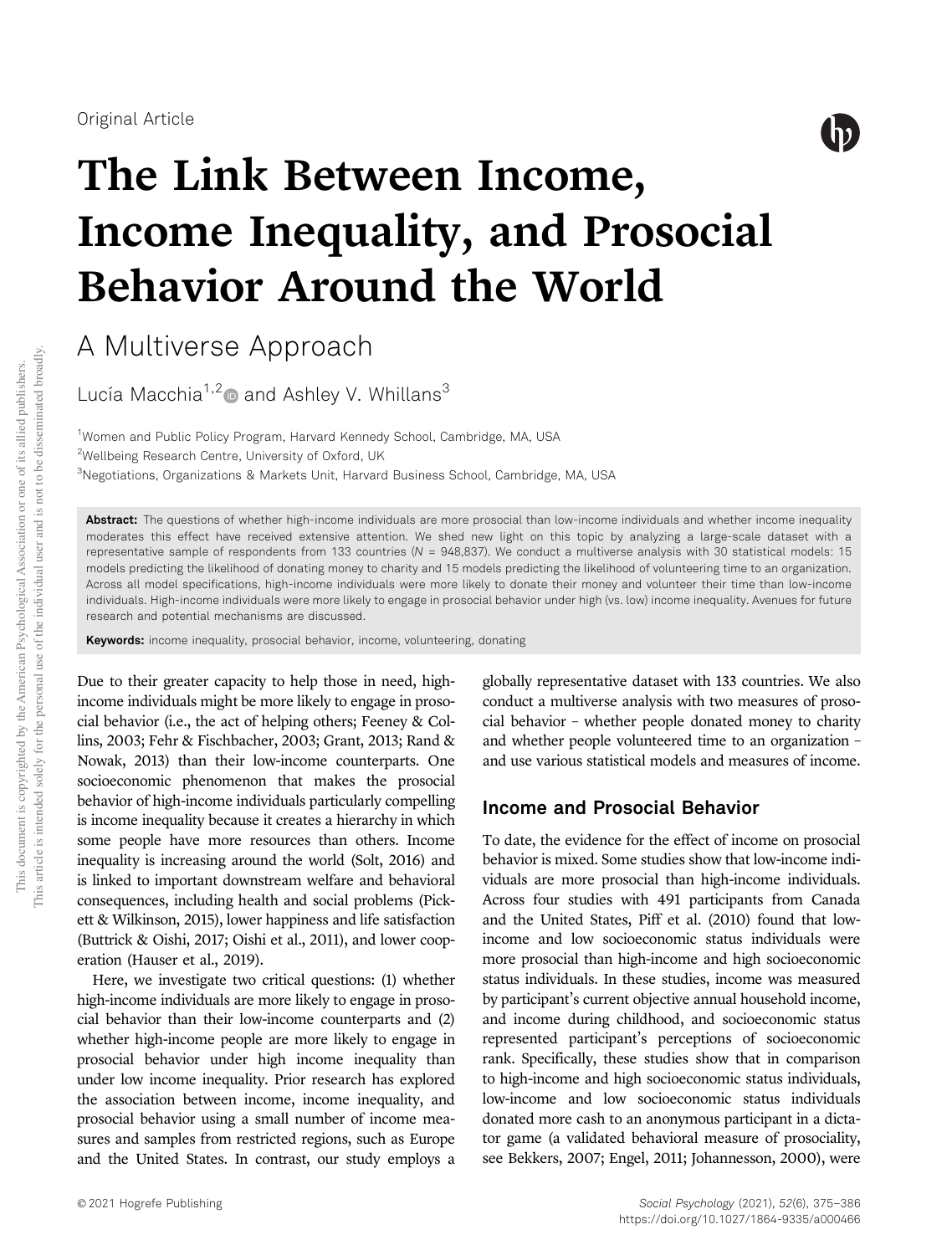Original Article

# The Link Between Income, Income Inequality, and Prosocial Behavior Around the World

## A Multiverse Approach

Lucía Macchia[1,2] and Ashley V. Whillans[3]

[1]Women and Public Policy Program, Harvard Kennedy School, Cambridge, MA, USA

[2]Wellbeing Research Centre, University of Oxford, UK

[3]Negotiations, Organizations & Markets Unit, Harvard Business School, Cambridge, MA, USA

**Abstract:** The questions of whether high-income individuals are more prosocial than low-income individuals and whether income inequality moderates this effect have received extensive attention. We shed new light on this topic by analyzing a large-scale dataset with a representative sample of respondents from 133 countries ($N$ = 948,837). We conduct a multiverse analysis with 30 statistical models: 15 models predicting the likelihood of donating money to charity and 15 models predicting the likelihood of volunteering time to an organization. Across all model specifications, high-income individuals were more likely to donate their money and volunteer their time than low-income individuals. High-income individuals were more likely to engage in prosocial behavior under high (vs. low) income inequality. Avenues for future research and potential mechanisms are discussed.

**Keywords:** income inequality, prosocial behavior, income, volunteering, donating

Due to their greater capacity to help those in need, high-income individuals might be more likely to engage in prosocial behavior (i.e., the act of helping others; Feeney & Collins, 2003; Fehr & Fischbacher, 2003; Grant, 2013; Rand & Nowak, 2013) than their low-income counterparts. One socioeconomic phenomenon that makes the prosocial behavior of high-income individuals particularly compelling is income inequality because it creates a hierarchy in which some people have more resources than others. Income inequality is increasing around the world (Solt, 2016) and is linked to important downstream welfare and behavioral consequences, including health and social problems (Pickett & Wilkinson, 2015), lower happiness and life satisfaction (Buttrick & Oishi, 2017; Oishi et al., 2011), and lower cooperation (Hauser et al., 2019).

Here, we investigate two critical questions: (1) whether high-income individuals are more likely to engage in prosocial behavior than their low-income counterparts and (2) whether high-income people are more likely to engage in prosocial behavior under high income inequality than under low income inequality. Prior research has explored the association between income, income inequality, and prosocial behavior using a small number of income measures and samples from restricted regions, such as Europe and the United States. In contrast, our study employs a globally representative dataset with 133 countries. We also conduct a multiverse analysis with two measures of prosocial behavior – whether people donated money to charity and whether people volunteered time to an organization – and use various statistical models and measures of income.

## Income and Prosocial Behavior

To date, the evidence for the effect of income on prosocial behavior is mixed. Some studies show that low-income individuals are more prosocial than high-income individuals. Across four studies with 491 participants from Canada and the United States, Piff et al. (2010) found that low-income and low socioeconomic status individuals were more prosocial than high-income and high socioeconomic status individuals. In these studies, income was measured by participant's current objective annual household income, and income during childhood, and socioeconomic status represented participant's perceptions of socioeconomic rank. Specifically, these studies show that in comparison to high-income and high socioeconomic status individuals, low-income and low socioeconomic status individuals donated more cash to an anonymous participant in a dictator game (a validated behavioral measure of prosociality, see Bekkers, 2007; Engel, 2011; Johannesson, 2000), were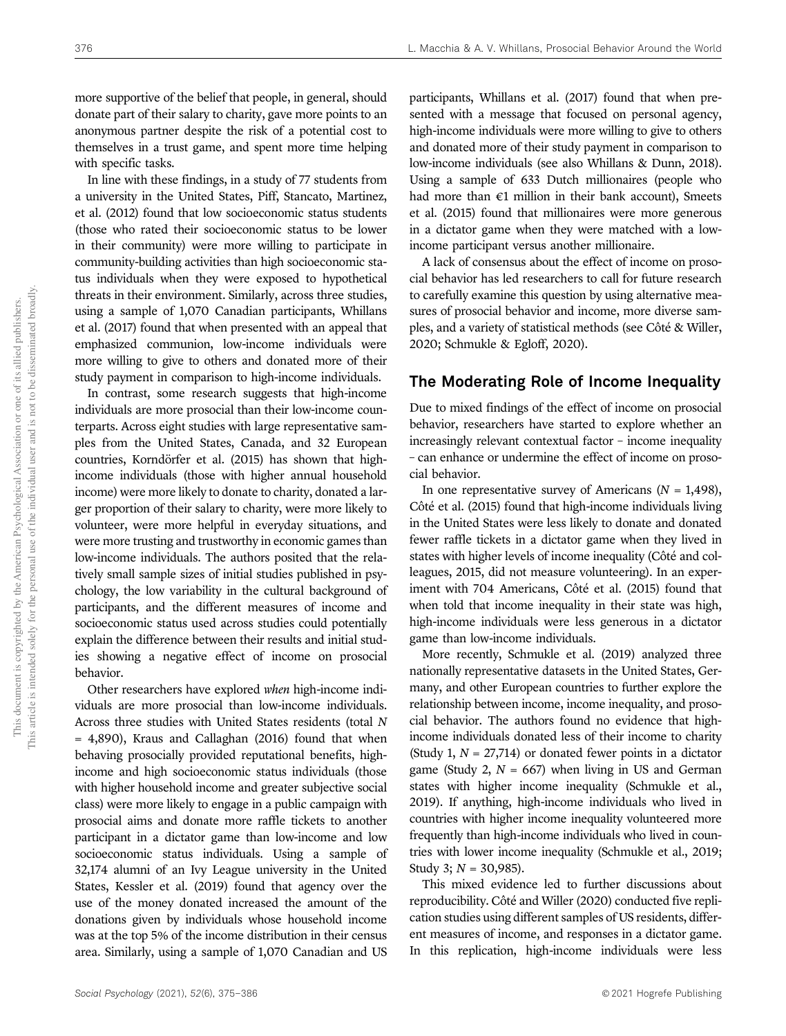more supportive of the belief that people, in general, should donate part of their salary to charity, gave more points to an anonymous partner despite the risk of a potential cost to themselves in a trust game, and spent more time helping with specific tasks.

In line with these findings, in a study of 77 students from a university in the United States, Piff, Stancato, Martinez, et al. (2012) found that low socioeconomic status students (those who rated their socioeconomic status to be lower in their community) were more willing to participate in community-building activities than high socioeconomic status individuals when they were exposed to hypothetical threats in their environment. Similarly, across three studies, using a sample of 1,070 Canadian participants, Whillans et al. (2017) found that when presented with an appeal that emphasized communion, low-income individuals were more willing to give to others and donated more of their study payment in comparison to high-income individuals.

In contrast, some research suggests that high-income individuals are more prosocial than their low-income counterparts. Across eight studies with large representative samples from the United States, Canada, and 32 European countries, Korndörfer et al. (2015) has shown that high-income individuals (those with higher annual household income) were more likely to donate to charity, donated a larger proportion of their salary to charity, were more likely to volunteer, were more helpful in everyday situations, and were more trusting and trustworthy in economic games than low-income individuals. The authors posited that the relatively small sample sizes of initial studies published in psychology, the low variability in the cultural background of participants, and the different measures of income and socioeconomic status used across studies could potentially explain the difference between their results and initial studies showing a negative effect of income on prosocial behavior.

Other researchers have explored *when* high-income individuals are more prosocial than low-income individuals. Across three studies with United States residents (total $N$ = 4,890), Kraus and Callaghan (2016) found that when behaving prosocially provided reputational benefits, high-income and high socioeconomic status individuals (those with higher household income and greater subjective social class) were more likely to engage in a public campaign with prosocial aims and donate more raffle tickets to another participant in a dictator game than low-income and low socioeconomic status individuals. Using a sample of 32,174 alumni of an Ivy League university in the United States, Kessler et al. (2019) found that agency over the use of the money donated increased the amount of the donations given by individuals whose household income was at the top 5% of the income distribution in their census area. Similarly, using a sample of 1,070 Canadian and US participants, Whillans et al. (2017) found that when presented with a message that focused on personal agency, high-income individuals were more willing to give to others and donated more of their study payment in comparison to low-income individuals (see also Whillans & Dunn, 2018). Using a sample of 633 Dutch millionaires (people who had more than €1 million in their bank account), Smeets et al. (2015) found that millionaires were more generous in a dictator game when they were matched with a low-income participant versus another millionaire.

A lack of consensus about the effect of income on prosocial behavior has led researchers to call for future research to carefully examine this question by using alternative measures of prosocial behavior and income, more diverse samples, and a variety of statistical methods (see Côté & Willer, 2020; Schmukle & Egloff, 2020).

## The Moderating Role of Income Inequality

Due to mixed findings of the effect of income on prosocial behavior, researchers have started to explore whether an increasingly relevant contextual factor – income inequality – can enhance or undermine the effect of income on prosocial behavior.

In one representative survey of Americans ($N$ = 1,498), Côté et al. (2015) found that high-income individuals living in the United States were less likely to donate and donated fewer raffle tickets in a dictator game when they lived in states with higher levels of income inequality (Côté and colleagues, 2015, did not measure volunteering). In an experiment with 704 Americans, Côté et al. (2015) found that when told that income inequality in their state was high, high-income individuals were less generous in a dictator game than low-income individuals.

More recently, Schmukle et al. (2019) analyzed three nationally representative datasets in the United States, Germany, and other European countries to further explore the relationship between income, income inequality, and prosocial behavior. The authors found no evidence that high-income individuals donated less of their income to charity (Study 1, $N$ = 27,714) or donated fewer points in a dictator game (Study 2, $N$ = 667) when living in US and German states with higher income inequality (Schmukle et al., 2019). If anything, high-income individuals who lived in countries with higher income inequality volunteered more frequently than high-income individuals who lived in countries with lower income inequality (Schmukle et al., 2019; Study 3; $N$ = 30,985).

This mixed evidence led to further discussions about reproducibility. Côté and Willer (2020) conducted five replication studies using different samples of US residents, different measures of income, and responses in a dictator game. In this replication, high-income individuals were less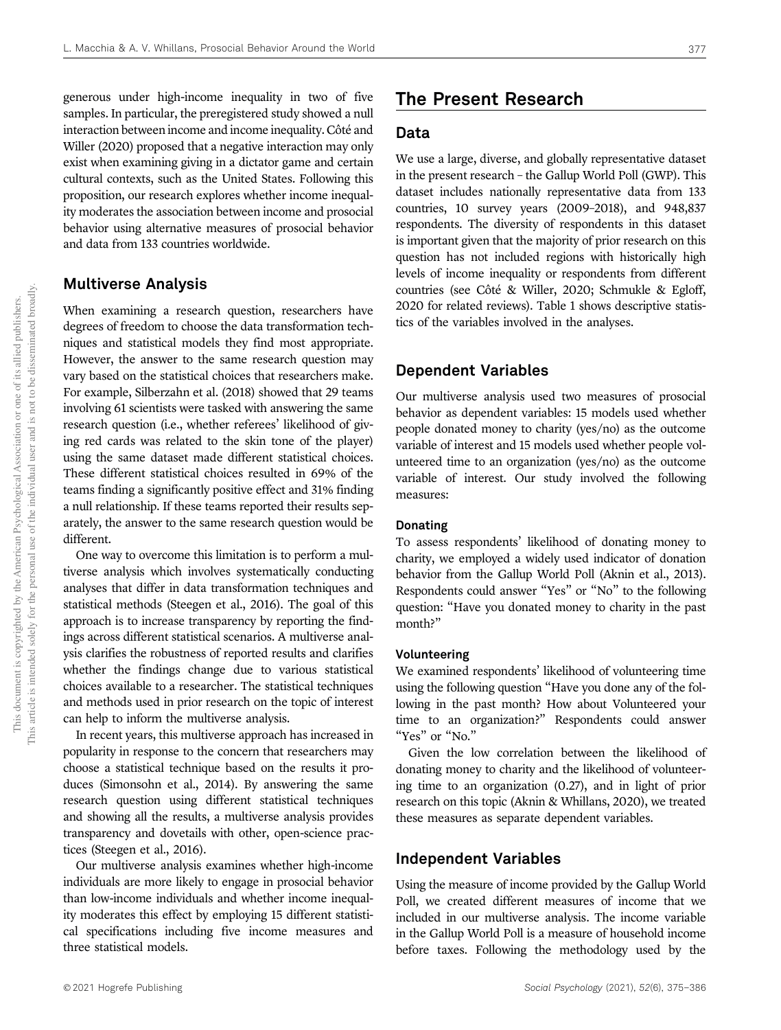generous under high-income inequality in two of five samples. In particular, the preregistered study showed a null interaction between income and income inequality. Côté and Willer (2020) proposed that a negative interaction may only exist when examining giving in a dictator game and certain cultural contexts, such as the United States. Following this proposition, our research explores whether income inequality moderates the association between income and prosocial behavior using alternative measures of prosocial behavior and data from 133 countries worldwide.

### Multiverse Analysis

When examining a research question, researchers have degrees of freedom to choose the data transformation techniques and statistical models they find most appropriate. However, the answer to the same research question may vary based on the statistical choices that researchers make. For example, Silberzahn et al. (2018) showed that 29 teams involving 61 scientists were tasked with answering the same research question (i.e., whether referees' likelihood of giving red cards was related to the skin tone of the player) using the same dataset made different statistical choices. These different statistical choices resulted in 69% of the teams finding a significantly positive effect and 31% finding a null relationship. If these teams reported their results separately, the answer to the same research question would be different.

One way to overcome this limitation is to perform a multiverse analysis which involves systematically conducting analyses that differ in data transformation techniques and statistical methods (Steegen et al., 2016). The goal of this approach is to increase transparency by reporting the findings across different statistical scenarios. A multiverse analysis clarifies the robustness of reported results and clarifies whether the findings change due to various statistical choices available to a researcher. The statistical techniques and methods used in prior research on the topic of interest can help to inform the multiverse analysis.

In recent years, this multiverse approach has increased in popularity in response to the concern that researchers may choose a statistical technique based on the results it produces (Simonsohn et al., 2014). By answering the same research question using different statistical techniques and showing all the results, a multiverse analysis provides transparency and dovetails with other, open-science practices (Steegen et al., 2016).

Our multiverse analysis examines whether high-income individuals are more likely to engage in prosocial behavior than low-income individuals and whether income inequality moderates this effect by employing 15 different statistical specifications including five income measures and three statistical models.

## The Present Research

### Data

We use a large, diverse, and globally representative dataset in the present research – the Gallup World Poll (GWP). This dataset includes nationally representative data from 133 countries, 10 survey years (2009–2018), and 948,837 respondents. The diversity of respondents in this dataset is important given that the majority of prior research on this question has not included regions with historically high levels of income inequality or respondents from different countries (see Côté & Willer, 2020; Schmukle & Egloff, 2020 for related reviews). Table 1 shows descriptive statistics of the variables involved in the analyses.

### Dependent Variables

Our multiverse analysis used two measures of prosocial behavior as dependent variables: 15 models used whether people donated money to charity (yes/no) as the outcome variable of interest and 15 models used whether people volunteered time to an organization (yes/no) as the outcome variable of interest. Our study involved the following measures:

#### Donating

To assess respondents' likelihood of donating money to charity, we employed a widely used indicator of donation behavior from the Gallup World Poll (Aknin et al., 2013). Respondents could answer "Yes" or "No" to the following question: "Have you donated money to charity in the past month?"

#### Volunteering

We examined respondents' likelihood of volunteering time using the following question "Have you done any of the following in the past month? How about Volunteered your time to an organization?" Respondents could answer "Yes" or "No."

Given the low correlation between the likelihood of donating money to charity and the likelihood of volunteering time to an organization (0.27), and in light of prior research on this topic (Aknin & Whillans, 2020), we treated these measures as separate dependent variables.

### Independent Variables

Using the measure of income provided by the Gallup World Poll, we created different measures of income that we included in our multiverse analysis. The income variable in the Gallup World Poll is a measure of household income before taxes. Following the methodology used by the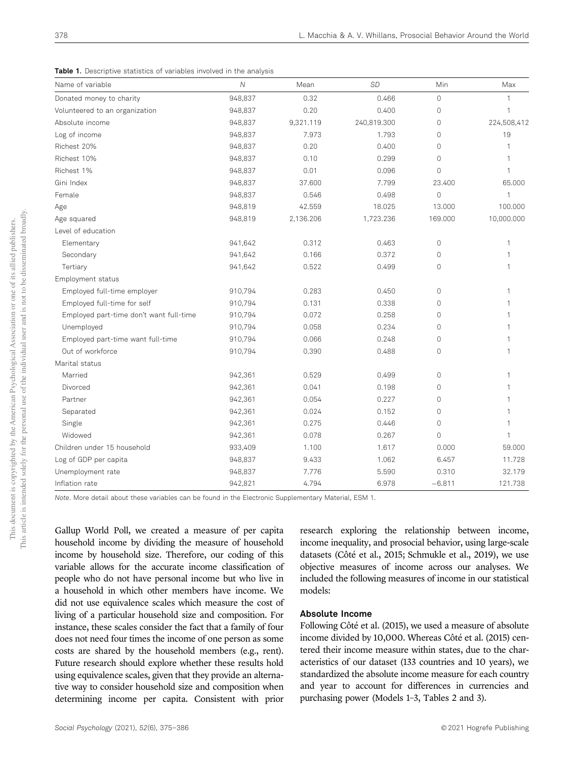**Table 1.** Descriptive statistics of variables involved in the analysis

| Name of variable | N | Mean | SD | Min | Max |
|---|---|---|---|---|---|
| Donated money to charity | 948,837 | 0.32 | 0.466 | 0 | 1 |
| Volunteered to an organization | 948,837 | 0.20 | 0.400 | 0 | 1 |
| Absolute income | 948,837 | 9,321.119 | 240,819.300 | 0 | 224,508,412 |
| Log of income | 948,837 | 7.973 | 1.793 | 0 | 19 |
| Richest 20% | 948,837 | 0.20 | 0.400 | 0 | 1 |
| Richest 10% | 948,837 | 0.10 | 0.299 | 0 | 1 |
| Richest 1% | 948,837 | 0.01 | 0.096 | 0 | 1 |
| Gini Index | 948,837 | 37.600 | 7.799 | 23.400 | 65.000 |
| Female | 948,837 | 0.546 | 0.498 | 0 | 1 |
| Age | 948,819 | 42.559 | 18.025 | 13.000 | 100.000 |
| Age squared | 948,819 | 2,136.206 | 1,723.236 | 169.000 | 10,000.000 |
| Level of education | | | | | |
| Elementary | 941,642 | 0.312 | 0.463 | 0 | 1 |
| Secondary | 941,642 | 0.166 | 0.372 | 0 | 1 |
| Tertiary | 941,642 | 0.522 | 0.499 | 0 | 1 |
| Employment status | | | | | |
| Employed full-time employer | 910,794 | 0.283 | 0.450 | 0 | 1 |
| Employed full-time for self | 910,794 | 0.131 | 0.338 | 0 | 1 |
| Employed part-time don't want full-time | 910,794 | 0.072 | 0.258 | 0 | 1 |
| Unemployed | 910,794 | 0.058 | 0.234 | 0 | 1 |
| Employed part-time want full-time | 910,794 | 0.066 | 0.248 | 0 | 1 |
| Out of workforce | 910,794 | 0.390 | 0.488 | 0 | 1 |
| Marital status | | | | | |
| Married | 942,361 | 0.529 | 0.499 | 0 | 1 |
| Divorced | 942,361 | 0.041 | 0.198 | 0 | 1 |
| Partner | 942,361 | 0.054 | 0.227 | 0 | 1 |
| Separated | 942,361 | 0.024 | 0.152 | 0 | 1 |
| Single | 942,361 | 0.275 | 0.446 | 0 | 1 |
| Widowed | 942,361 | 0.078 | 0.267 | 0 | 1 |
| Children under 15 household | 933,409 | 1.100 | 1.617 | 0.000 | 59.000 |
| Log of GDP per capita | 948,837 | 9.433 | 1.062 | 6.457 | 11.728 |
| Unemployment rate | 948,837 | 7.776 | 5.590 | 0.310 | 32.179 |
| Inflation rate | 942,821 | 4.794 | 6.978 | −6.811 | 121.738 |

*Note.* More detail about these variables can be found in the Electronic Supplementary Material, ESM 1.

Gallup World Poll, we created a measure of per capita household income by dividing the measure of household income by household size. Therefore, our coding of this variable allows for the accurate income classification of people who do not have personal income but who live in a household in which other members have income. We did not use equivalence scales which measure the cost of living of a particular household size and composition. For instance, these scales consider the fact that a family of four does not need four times the income of one person as some costs are shared by the household members (e.g., rent). Future research should explore whether these results hold using equivalence scales, given that they provide an alternative way to consider household size and composition when determining income per capita. Consistent with prior research exploring the relationship between income, income inequality, and prosocial behavior, using large-scale datasets (Côté et al., 2015; Schmukle et al., 2019), we use objective measures of income across our analyses. We included the following measures of income in our statistical models:

### Absolute Income

Following Côté et al. (2015), we used a measure of absolute income divided by 10,000. Whereas Côté et al. (2015) centered their income measure within states, due to the characteristics of our dataset (133 countries and 10 years), we standardized the absolute income measure for each country and year to account for differences in currencies and purchasing power (Models 1–3, Tables 2 and 3).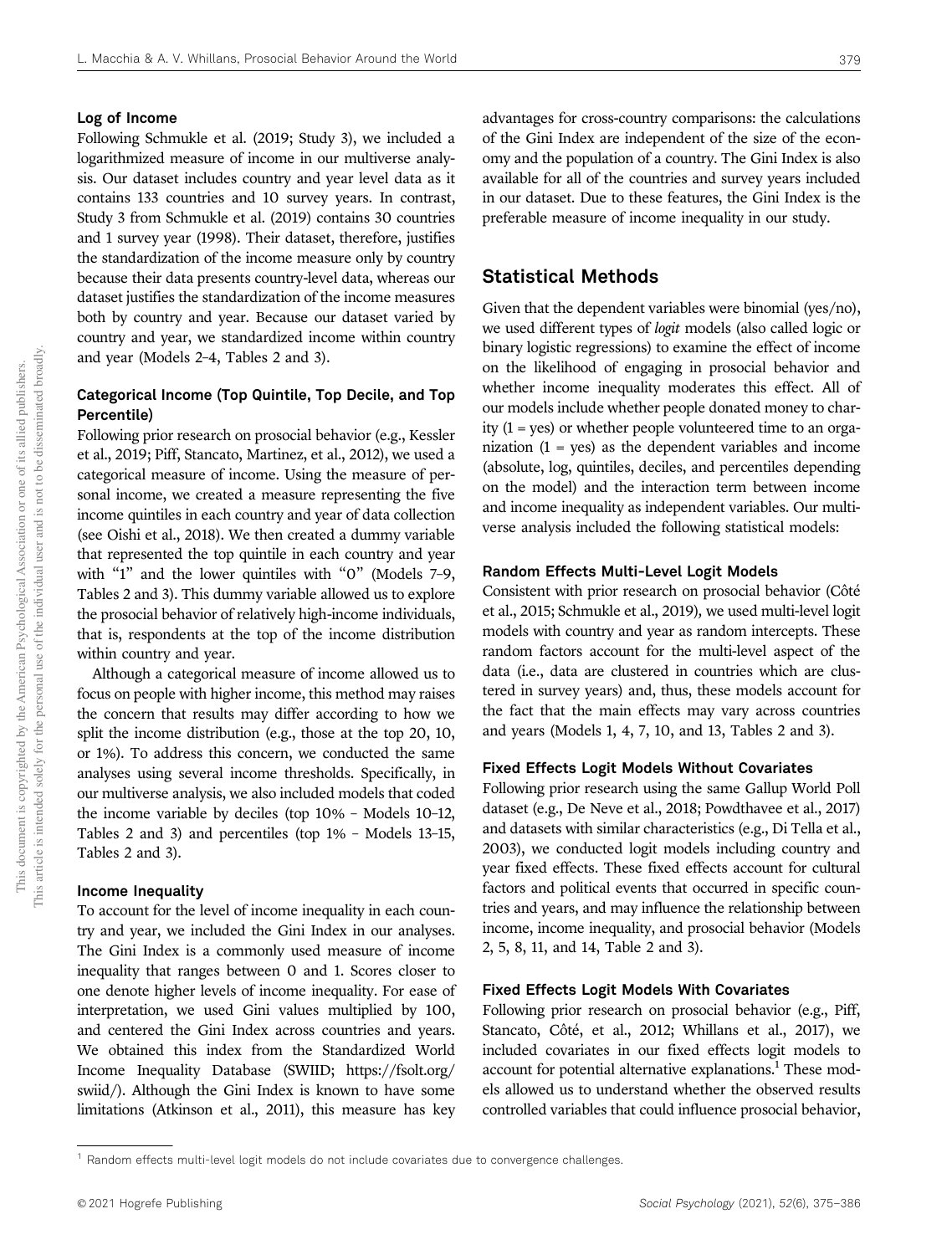### Log of Income

Following Schmukle et al. (2019; Study 3), we included a logarithmized measure of income in our multiverse analysis. Our dataset includes country and year level data as it contains 133 countries and 10 survey years. In contrast, Study 3 from Schmukle et al. (2019) contains 30 countries and 1 survey year (1998). Their dataset, therefore, justifies the standardization of the income measure only by country because their data presents country-level data, whereas our dataset justifies the standardization of the income measures both by country and year. Because our dataset varied by country and year, we standardized income within country and year (Models 2–4, Tables 2 and 3).

### Categorical Income (Top Quintile, Top Decile, and Top Percentile)

Following prior research on prosocial behavior (e.g., Kessler et al., 2019; Piff, Stancato, Martinez, et al., 2012), we used a categorical measure of income. Using the measure of personal income, we created a measure representing the five income quintiles in each country and year of data collection (see Oishi et al., 2018). We then created a dummy variable that represented the top quintile in each country and year with "1" and the lower quintiles with "0" (Models 7–9, Tables 2 and 3). This dummy variable allowed us to explore the prosocial behavior of relatively high-income individuals, that is, respondents at the top of the income distribution within country and year.

Although a categorical measure of income allowed us to focus on people with higher income, this method may raises the concern that results may differ according to how we split the income distribution (e.g., those at the top 20, 10, or 1%). To address this concern, we conducted the same analyses using several income thresholds. Specifically, in our multiverse analysis, we also included models that coded the income variable by deciles (top 10% – Models 10–12, Tables 2 and 3) and percentiles (top 1% – Models 13–15, Tables 2 and 3).

### Income Inequality

To account for the level of income inequality in each country and year, we included the Gini Index in our analyses. The Gini Index is a commonly used measure of income inequality that ranges between 0 and 1. Scores closer to one denote higher levels of income inequality. For ease of interpretation, we used Gini values multiplied by 100, and centered the Gini Index across countries and years. We obtained this index from the Standardized World Income Inequality Database (SWIID; https://fsolt.org/swiid/). Although the Gini Index is known to have some limitations (Atkinson et al., 2011), this measure has key advantages for cross-country comparisons: the calculations of the Gini Index are independent of the size of the economy and the population of a country. The Gini Index is also available for all of the countries and survey years included in our dataset. Due to these features, the Gini Index is the preferable measure of income inequality in our study.

## Statistical Methods

Given that the dependent variables were binomial (yes/no), we used different types of *logit* models (also called logic or binary logistic regressions) to examine the effect of income on the likelihood of engaging in prosocial behavior and whether income inequality moderates this effect. All of our models include whether people donated money to charity (1 = yes) or whether people volunteered time to an organization (1 = yes) as the dependent variables and income (absolute, log, quintiles, deciles, and percentiles depending on the model) and the interaction term between income and income inequality as independent variables. Our multiverse analysis included the following statistical models:

### Random Effects Multi-Level Logit Models

Consistent with prior research on prosocial behavior (Côté et al., 2015; Schmukle et al., 2019), we used multi-level logit models with country and year as random intercepts. These random factors account for the multi-level aspect of the data (i.e., data are clustered in countries which are clustered in survey years) and, thus, these models account for the fact that the main effects may vary across countries and years (Models 1, 4, 7, 10, and 13, Tables 2 and 3).

### Fixed Effects Logit Models Without Covariates

Following prior research using the same Gallup World Poll dataset (e.g., De Neve et al., 2018; Powdthavee et al., 2017) and datasets with similar characteristics (e.g., Di Tella et al., 2003), we conducted logit models including country and year fixed effects. These fixed effects account for cultural factors and political events that occurred in specific countries and years, and may influence the relationship between income, income inequality, and prosocial behavior (Models 2, 5, 8, 11, and 14, Table 2 and 3).

### Fixed Effects Logit Models With Covariates

Following prior research on prosocial behavior (e.g., Piff, Stancato, Côté, et al., 2012; Whillans et al., 2017), we included covariates in our fixed effects logit models to account for potential alternative explanations.[1] These models allowed us to understand whether the observed results controlled variables that could influence prosocial behavior,

[1] Random effects multi-level logit models do not include covariates due to convergence challenges.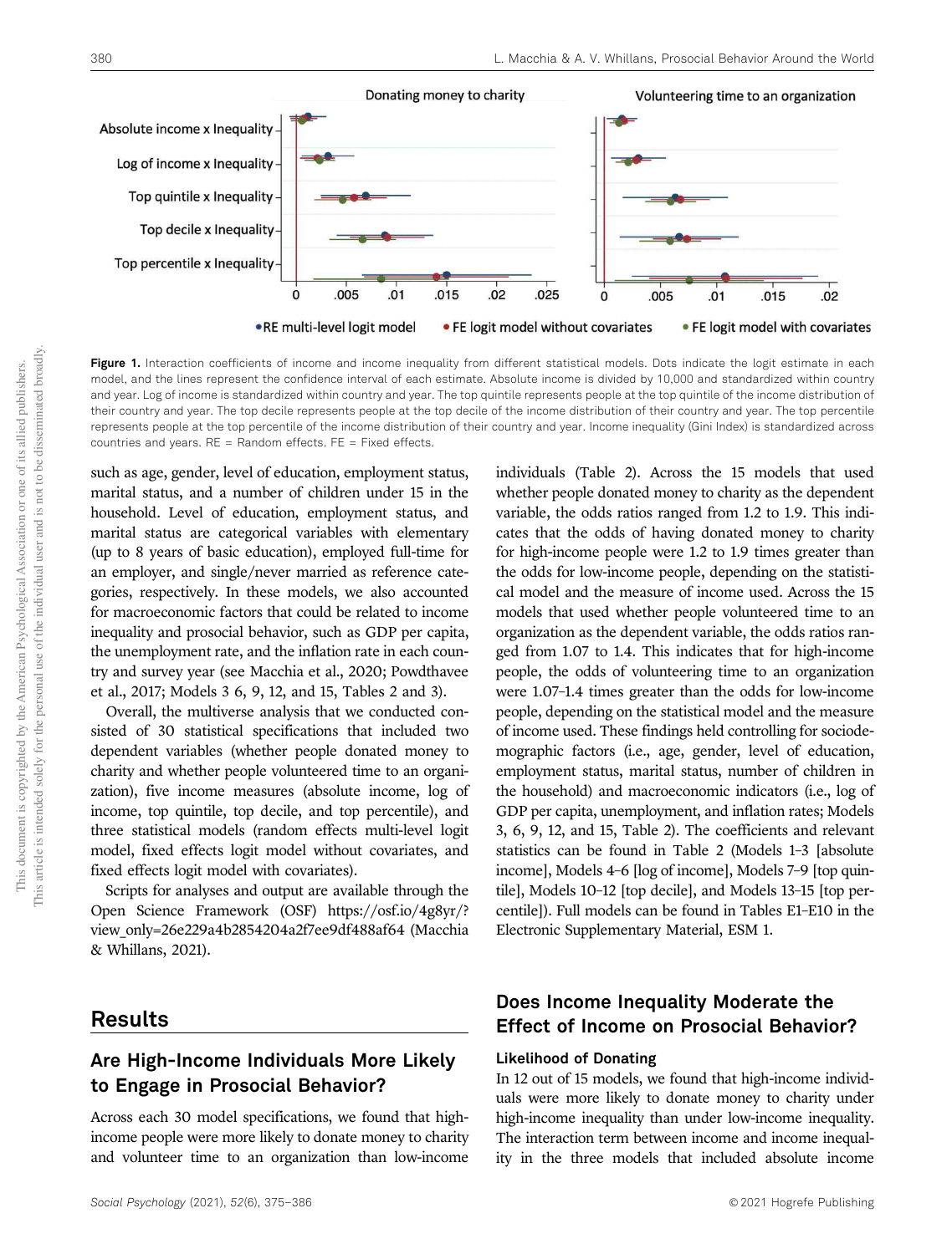**Figure 1.** Interaction coefficients of income and income inequality from different statistical models. Dots indicate the logit estimate in each model, and the lines represent the confidence interval of each estimate. Absolute income is divided by 10,000 and standardized within country and year. Log of income is standardized within country and year. The top quintile represents people at the top quintile of the income distribution of their country and year. The top decile represents people at the top decile of the income distribution of their country and year. The top percentile represents people at the top percentile of the income distribution of their country and year. Income inequality (Gini Index) is standardized across countries and years. RE = Random effects. FE = Fixed effects.

such as age, gender, level of education, employment status, marital status, and a number of children under 15 in the household. Level of education, employment status, and marital status are categorical variables with elementary (up to 8 years of basic education), employed full-time for an employer, and single/never married as reference categories, respectively. In these models, we also accounted for macroeconomic factors that could be related to income inequality and prosocial behavior, such as GDP per capita, the unemployment rate, and the inflation rate in each country and survey year (see Macchia et al., 2020; Powdthavee et al., 2017; Models 3 6, 9, 12, and 15, Tables 2 and 3).

Overall, the multiverse analysis that we conducted consisted of 30 statistical specifications that included two dependent variables (whether people donated money to charity and whether people volunteered time to an organization), five income measures (absolute income, log of income, top quintile, top decile, and top percentile), and three statistical models (random effects multi-level logit model, fixed effects logit model without covariates, and fixed effects logit model with covariates).

Scripts for analyses and output are available through the Open Science Framework (OSF) https://osf.io/4g8yr/?view_only=26e229a4b2854204a2f7ee9df488af64 (Macchia & Whillans, 2021).

## Results

### Are High-Income Individuals More Likely to Engage in Prosocial Behavior?

Across each 30 model specifications, we found that high-income people were more likely to donate money to charity and volunteer time to an organization than low-income individuals (Table 2). Across the 15 models that used whether people donated money to charity as the dependent variable, the odds ratios ranged from 1.2 to 1.9. This indicates that the odds of having donated money to charity for high-income people were 1.2 to 1.9 times greater than the odds for low-income people, depending on the statistical model and the measure of income used. Across the 15 models that used whether people volunteered time to an organization as the dependent variable, the odds ratios ranged from 1.07 to 1.4. This indicates that for high-income people, the odds of volunteering time to an organization were 1.07–1.4 times greater than the odds for low-income people, depending on the statistical model and the measure of income used. These findings held controlling for sociodemographic factors (i.e., age, gender, level of education, employment status, marital status, number of children in the household) and macroeconomic indicators (i.e., log of GDP per capita, unemployment, and inflation rates; Models 3, 6, 9, 12, and 15, Table 2). The coefficients and relevant statistics can be found in Table 2 (Models 1–3 [absolute income], Models 4–6 [log of income], Models 7–9 [top quintile], Models 10–12 [top decile], and Models 13–15 [top percentile]). Full models can be found in Tables E1–E10 in the Electronic Supplementary Material, ESM 1.

### Does Income Inequality Moderate the Effect of Income on Prosocial Behavior?

#### Likelihood of Donating

In 12 out of 15 models, we found that high-income individuals were more likely to donate money to charity under high-income inequality than under low-income inequality. The interaction term between income and income inequality in the three models that included absolute income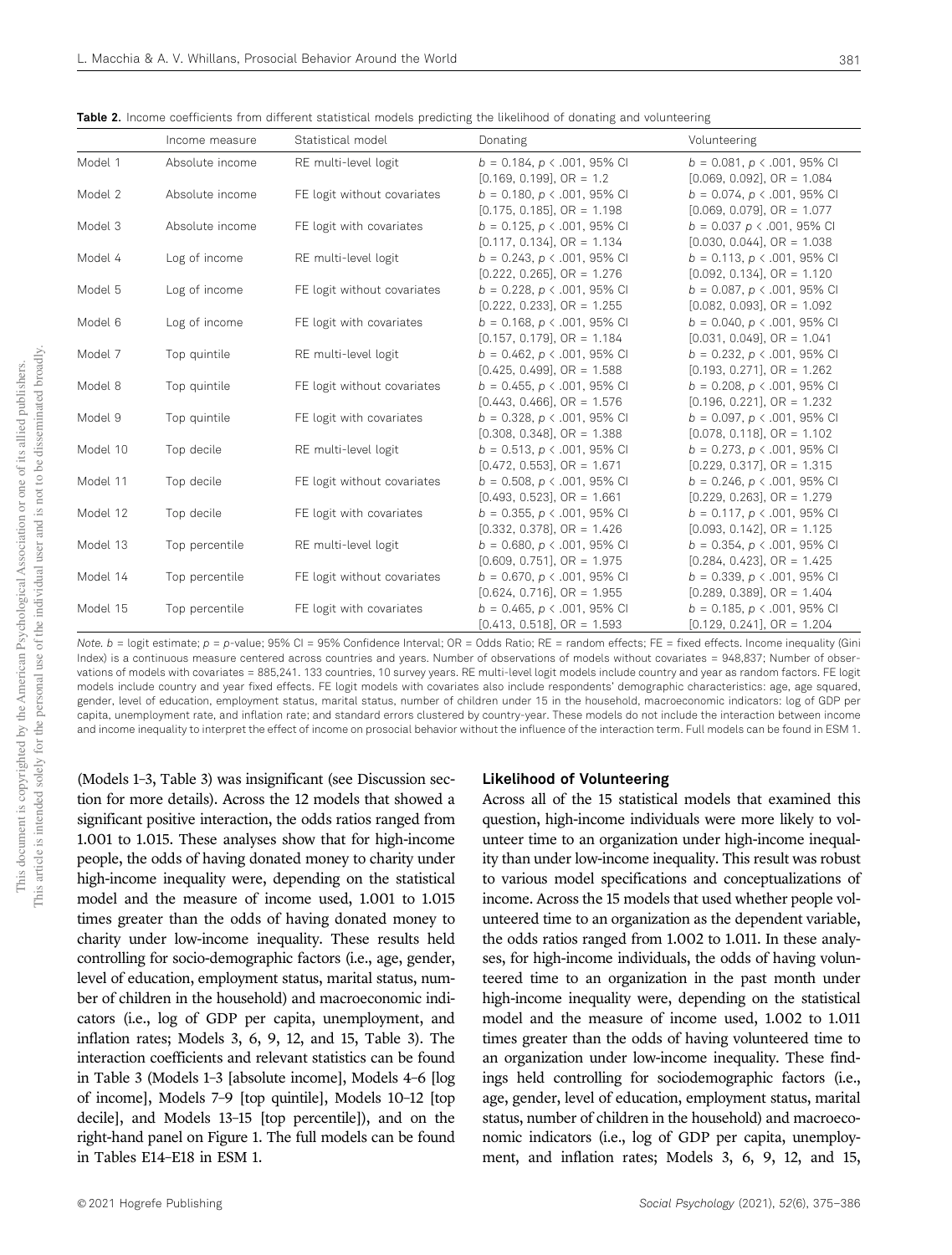**Table 2.** Income coefficients from different statistical models predicting the likelihood of donating and volunteering

| | Income measure | Statistical model | Donating | Volunteering |
|---|---|---|---|---|
| Model 1 | Absolute income | RE multi-level logit | $b$ = 0.184, $p$ < .001, 95% CI [0.169, 0.199], OR = 1.2 | $b$ = 0.081, $p$ < .001, 95% CI [0.069, 0.092], OR = 1.084 |
| Model 2 | Absolute income | FE logit without covariates | $b$ = 0.180, $p$ < .001, 95% CI [0.175, 0.185], OR = 1.198 | $b$ = 0.074, $p$ < .001, 95% CI [0.069, 0.079], OR = 1.077 |
| Model 3 | Absolute income | FE logit with covariates | $b$ = 0.125, $p$ < .001, 95% CI [0.117, 0.134], OR = 1.134 | $b$ = 0.037 $p$ < .001, 95% CI [0.030, 0.044], OR = 1.038 |
| Model 4 | Log of income | RE multi-level logit | $b$ = 0.243, $p$ < .001, 95% CI [0.222, 0.265], OR = 1.276 | $b$ = 0.113, $p$ < .001, 95% CI [0.092, 0.134], OR = 1.120 |
| Model 5 | Log of income | FE logit without covariates | $b$ = 0.228, $p$ < .001, 95% CI [0.222, 0.233], OR = 1.255 | $b$ = 0.087, $p$ < .001, 95% CI [0.082, 0.093], OR = 1.092 |
| Model 6 | Log of income | FE logit with covariates | $b$ = 0.168, $p$ < .001, 95% CI [0.157, 0.179], OR = 1.184 | $b$ = 0.040, $p$ < .001, 95% CI [0.031, 0.049], OR = 1.041 |
| Model 7 | Top quintile | RE multi-level logit | $b$ = 0.462, $p$ < .001, 95% CI [0.425, 0.499], OR = 1.588 | $b$ = 0.232, $p$ < .001, 95% CI [0.193, 0.271], OR = 1.262 |
| Model 8 | Top quintile | FE logit without covariates | $b$ = 0.455, $p$ < .001, 95% CI [0.443, 0.466], OR = 1.576 | $b$ = 0.208, $p$ < .001, 95% CI [0.196, 0.221], OR = 1.232 |
| Model 9 | Top quintile | FE logit with covariates | $b$ = 0.328, $p$ < .001, 95% CI [0.308, 0.348], OR = 1.388 | $b$ = 0.097, $p$ < .001, 95% CI [0.078, 0.118], OR = 1.102 |
| Model 10 | Top decile | RE multi-level logit | $b$ = 0.513, $p$ < .001, 95% CI [0.472, 0.553], OR = 1.671 | $b$ = 0.273, $p$ < .001, 95% CI [0.229, 0.317], OR = 1.315 |
| Model 11 | Top decile | FE logit without covariates | $b$ = 0.508, $p$ < .001, 95% CI [0.493, 0.523], OR = 1.661 | $b$ = 0.246, $p$ < .001, 95% CI [0.229, 0.263], OR = 1.279 |
| Model 12 | Top decile | FE logit with covariates | $b$ = 0.355, $p$ < .001, 95% CI [0.332, 0.378], OR = 1.426 | $b$ = 0.117, $p$ < .001, 95% CI [0.093, 0.142], OR = 1.125 |
| Model 13 | Top percentile | RE multi-level logit | $b$ = 0.680, $p$ < .001, 95% CI [0.609, 0.751], OR = 1.975 | $b$ = 0.354, $p$ < .001, 95% CI [0.284, 0.423], OR = 1.425 |
| Model 14 | Top percentile | FE logit without covariates | $b$ = 0.670, $p$ < .001, 95% CI [0.624, 0.716], OR = 1.955 | $b$ = 0.339, $p$ < .001, 95% CI [0.289, 0.389], OR = 1.404 |
| Model 15 | Top percentile | FE logit with covariates | $b$ = 0.465, $p$ < .001, 95% CI [0.413, 0.518], OR = 1.593 | $b$ = 0.185, $p$ < .001, 95% CI [0.129, 0.241], OR = 1.204 |

*Note.* $b$ = logit estimate; $p$ = $p$-value; 95% CI = 95% Confidence Interval; OR = Odds Ratio; RE = random effects; FE = fixed effects. Income inequality (Gini Index) is a continuous measure centered across countries and years. Number of observations of models without covariates = 948,837; Number of observations of models with covariates = 885,241. 133 countries, 10 survey years. RE multi-level logit models include country and year as random factors. FE logit models include country and year fixed effects. FE logit models with covariates also include respondents' demographic characteristics: age, age squared, gender, level of education, employment status, marital status, number of children under 15 in the household, macroeconomic indicators: log of GDP per capita, unemployment rate, and inflation rate; and standard errors clustered by country-year. These models do not include the interaction between income and income inequality to interpret the effect of income on prosocial behavior without the influence of the interaction term. Full models can be found in ESM 1.

(Models 1–3, Table 3) was insignificant (see Discussion section for more details). Across the 12 models that showed a significant positive interaction, the odds ratios ranged from 1.001 to 1.015. These analyses show that for high-income people, the odds of having donated money to charity under high-income inequality were, depending on the statistical model and the measure of income used, 1.001 to 1.015 times greater than the odds of having donated money to charity under low-income inequality. These results held controlling for socio-demographic factors (i.e., age, gender, level of education, employment status, marital status, number of children in the household) and macroeconomic indicators (i.e., log of GDP per capita, unemployment, and inflation rates; Models 3, 6, 9, 12, and 15, Table 3). The interaction coefficients and relevant statistics can be found in Table 3 (Models 1–3 [absolute income], Models 4–6 [log of income], Models 7–9 [top quintile], Models 10–12 [top decile], and Models 13–15 [top percentile]), and on the right-hand panel on Figure 1. The full models can be found in Tables E14–E18 in ESM 1.

### Likelihood of Volunteering

Across all of the 15 statistical models that examined this question, high-income individuals were more likely to volunteer time to an organization under high-income inequality than under low-income inequality. This result was robust to various model specifications and conceptualizations of income. Across the 15 models that used whether people volunteered time to an organization as the dependent variable, the odds ratios ranged from 1.002 to 1.011. In these analyses, for high-income individuals, the odds of having volunteered time to an organization in the past month under high-income inequality were, depending on the statistical model and the measure of income used, 1.002 to 1.011 times greater than the odds of having volunteered time to an organization under low-income inequality. These findings held controlling for sociodemographic factors (i.e., age, gender, level of education, employment status, marital status, number of children in the household) and macroeconomic indicators (i.e., log of GDP per capita, unemployment, and inflation rates; Models 3, 6, 9, 12, and 15,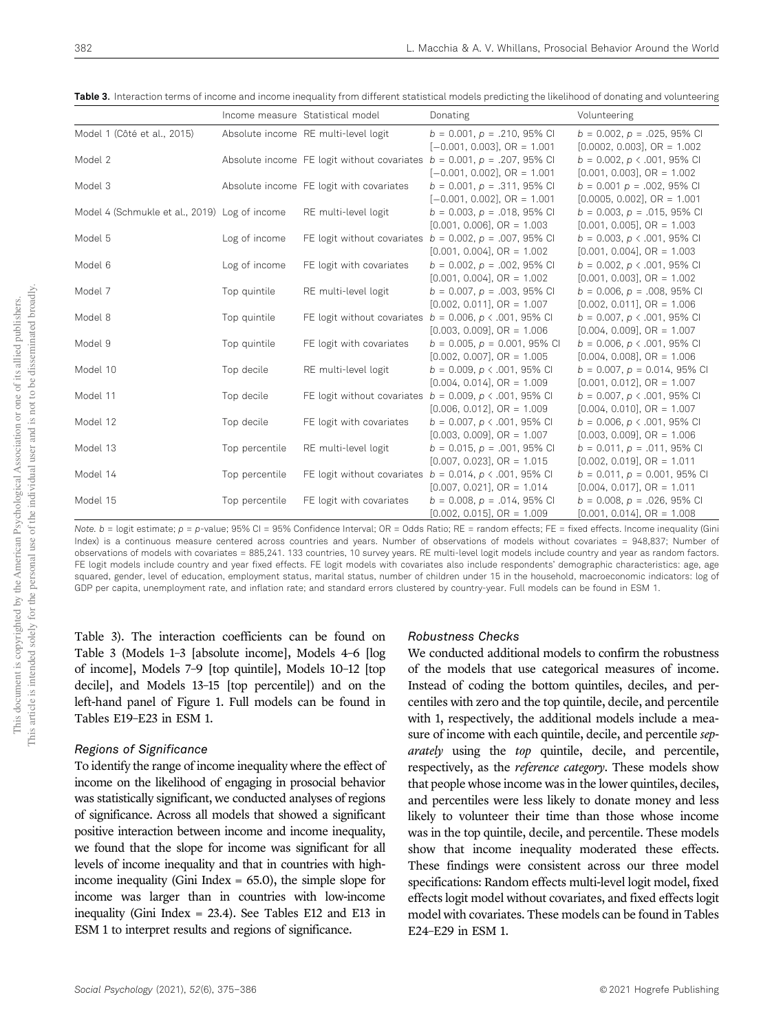**Table 3.** Interaction terms of income and income inequality from different statistical models predicting the likelihood of donating and volunteering

| | Income measure | Statistical model | Donating | Volunteering |
|---|---|---|---|---|
| Model 1 (Côté et al., 2015) | Absolute income | RE multi-level logit | $b = 0.001$, $p = .210$, 95% CI [−0.001, 0.003], OR = 1.001 | $b = 0.002$, $p = .025$, 95% CI [0.0002, 0.003], OR = 1.002 |
| Model 2 | Absolute income | FE logit without covariates | $b = 0.001$, $p = .207$, 95% CI [−0.001, 0.002], OR = 1.001 | $b = 0.002$, $p < .001$, 95% CI [0.001, 0.003], OR = 1.002 |
| Model 3 | Absolute income | FE logit with covariates | $b = 0.001$, $p = .311$, 95% CI [−0.001, 0.002], OR = 1.001 | $b = 0.001$ $p = .002$, 95% CI [0.0005, 0.002], OR = 1.001 |
| Model 4 (Schmukle et al., 2019) | Log of income | RE multi-level logit | $b = 0.003$, $p = .018$, 95% CI [0.001, 0.006], OR = 1.003 | $b = 0.003$, $p = .015$, 95% CI [0.001, 0.005], OR = 1.003 |
| Model 5 | Log of income | FE logit without covariates | $b = 0.002$, $p = .007$, 95% CI [0.001, 0.004], OR = 1.002 | $b = 0.003$, $p < .001$, 95% CI [0.001, 0.004], OR = 1.003 |
| Model 6 | Log of income | FE logit with covariates | $b = 0.002$, $p = .002$, 95% CI [0.001, 0.004], OR = 1.002 | $b = 0.002$, $p < .001$, 95% CI [0.001, 0.003], OR = 1.002 |
| Model 7 | Top quintile | RE multi-level logit | $b = 0.007$, $p = .003$, 95% CI [0.002, 0.011], OR = 1.007 | $b = 0.006$, $p = .008$, 95% CI [0.002, 0.011], OR = 1.006 |
| Model 8 | Top quintile | FE logit without covariates | $b = 0.006$, $p < .001$, 95% CI [0.003, 0.009], OR = 1.006 | $b = 0.007$, $p < .001$, 95% CI [0.004, 0.009], OR = 1.007 |
| Model 9 | Top quintile | FE logit with covariates | $b = 0.005$, $p = 0.001$, 95% CI [0.002, 0.007], OR = 1.005 | $b = 0.006$, $p < .001$, 95% CI [0.004, 0.008], OR = 1.006 |
| Model 10 | Top decile | RE multi-level logit | $b = 0.009$, $p < .001$, 95% CI [0.004, 0.014], OR = 1.009 | $b = 0.007$, $p = 0.014$, 95% CI [0.001, 0.012], OR = 1.007 |
| Model 11 | Top decile | FE logit without covariates | $b = 0.009$, $p < .001$, 95% CI [0.006, 0.012], OR = 1.009 | $b = 0.007$, $p < .001$, 95% CI [0.004, 0.010], OR = 1.007 |
| Model 12 | Top decile | FE logit with covariates | $b = 0.007$, $p < .001$, 95% CI [0.003, 0.009], OR = 1.007 | $b = 0.006$, $p < .001$, 95% CI [0.003, 0.009], OR = 1.006 |
| Model 13 | Top percentile | RE multi-level logit | $b = 0.015$, $p = .001$, 95% CI [0.007, 0.023], OR = 1.015 | $b = 0.011$, $p = .011$, 95% CI [0.002, 0.019], OR = 1.011 |
| Model 14 | Top percentile | FE logit without covariates | $b = 0.014$, $p < .001$, 95% CI [0.007, 0.021], OR = 1.014 | $b = 0.011$, $p = 0.001$, 95% CI [0.004, 0.017], OR = 1.011 |
| Model 15 | Top percentile | FE logit with covariates | $b = 0.008$, $p = .014$, 95% CI [0.002, 0.015], OR = 1.009 | $b = 0.008$, $p = .026$, 95% CI [0.001, 0.014], OR = 1.008 |

*Note.* $b$ = logit estimate; $p$ = $p$-value; 95% CI = 95% Confidence Interval; OR = Odds Ratio; RE = random effects; FE = fixed effects. Income inequality (Gini Index) is a continuous measure centered across countries and years. Number of observations of models without covariates = 948,837; Number of observations of models with covariates = 885,241. 133 countries, 10 survey years. RE multi-level logit models include country and year as random factors. FE logit models include country and year fixed effects. FE logit models with covariates also include respondents' demographic characteristics: age, age squared, gender, level of education, employment status, marital status, number of children under 15 in the household, macroeconomic indicators: log of GDP per capita, unemployment rate, and inflation rate; and standard errors clustered by country-year. Full models can be found in ESM 1.

Table 3). The interaction coefficients can be found on Table 3 (Models 1–3 [absolute income], Models 4–6 [log of income], Models 7–9 [top quintile], Models 10–12 [top decile], and Models 13–15 [top percentile]) and on the left-hand panel of Figure 1. Full models can be found in Tables E19–E23 in ESM 1.

### Regions of Significance

To identify the range of income inequality where the effect of income on the likelihood of engaging in prosocial behavior was statistically significant, we conducted analyses of regions of significance. Across all models that showed a significant positive interaction between income and income inequality, we found that the slope for income was significant for all levels of income inequality and that in countries with high-income inequality (Gini Index = 65.0), the simple slope for income was larger than in countries with low-income inequality (Gini Index = 23.4). See Tables E12 and E13 in ESM 1 to interpret results and regions of significance.

### Robustness Checks

We conducted additional models to confirm the robustness of the models that use categorical measures of income. Instead of coding the bottom quintiles, deciles, and percentiles with zero and the top quintile, decile, and percentile with 1, respectively, the additional models include a measure of income with each quintile, decile, and percentile *separately* using the *top* quintile, decile, and percentile, respectively, as the *reference category*. These models show that people whose income was in the lower quintiles, deciles, and percentiles were less likely to donate money and less likely to volunteer their time than those whose income was in the top quintile, decile, and percentile. These models show that income inequality moderated these effects. These findings were consistent across our three model specifications: Random effects multi-level logit model, fixed effects logit model without covariates, and fixed effects logit model with covariates. These models can be found in Tables E24–E29 in ESM 1.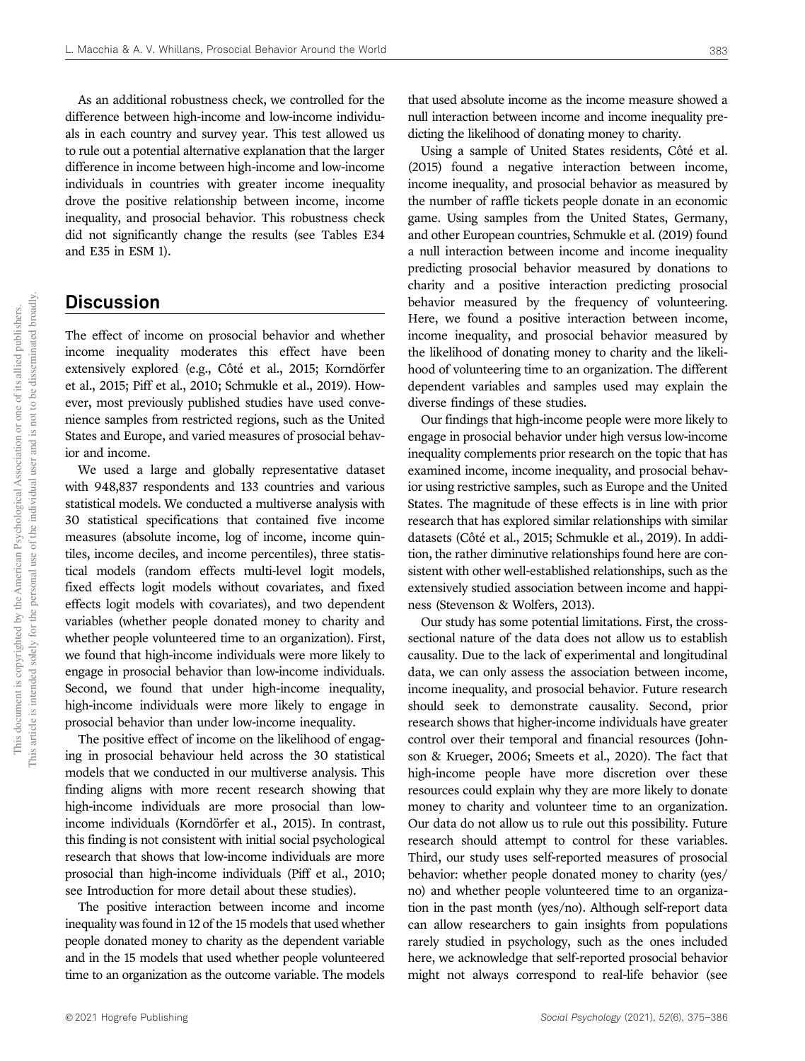As an additional robustness check, we controlled for the difference between high-income and low-income individuals in each country and survey year. This test allowed us to rule out a potential alternative explanation that the larger difference in income between high-income and low-income individuals in countries with greater income inequality drove the positive relationship between income, income inequality, and prosocial behavior. This robustness check did not significantly change the results (see Tables E34 and E35 in ESM 1).

## Discussion

The effect of income on prosocial behavior and whether income inequality moderates this effect have been extensively explored (e.g., Côté et al., 2015; Korndörfer et al., 2015; Piff et al., 2010; Schmukle et al., 2019). However, most previously published studies have used convenience samples from restricted regions, such as the United States and Europe, and varied measures of prosocial behavior and income.

We used a large and globally representative dataset with 948,837 respondents and 133 countries and various statistical models. We conducted a multiverse analysis with 30 statistical specifications that contained five income measures (absolute income, log of income, income quintiles, income deciles, and income percentiles), three statistical models (random effects multi-level logit models, fixed effects logit models without covariates, and fixed effects logit models with covariates), and two dependent variables (whether people donated money to charity and whether people volunteered time to an organization). First, we found that high-income individuals were more likely to engage in prosocial behavior than low-income individuals. Second, we found that under high-income inequality, high-income individuals were more likely to engage in prosocial behavior than under low-income inequality.

The positive effect of income on the likelihood of engaging in prosocial behaviour held across the 30 statistical models that we conducted in our multiverse analysis. This finding aligns with more recent research showing that high-income individuals are more prosocial than low-income individuals (Korndörfer et al., 2015). In contrast, this finding is not consistent with initial social psychological research that shows that low-income individuals are more prosocial than high-income individuals (Piff et al., 2010; see Introduction for more detail about these studies).

The positive interaction between income and income inequality was found in 12 of the 15 models that used whether people donated money to charity as the dependent variable and in the 15 models that used whether people volunteered time to an organization as the outcome variable. The models that used absolute income as the income measure showed a null interaction between income and income inequality predicting the likelihood of donating money to charity.

Using a sample of United States residents, Côté et al. (2015) found a negative interaction between income, income inequality, and prosocial behavior as measured by the number of raffle tickets people donate in an economic game. Using samples from the United States, Germany, and other European countries, Schmukle et al. (2019) found a null interaction between income and income inequality predicting prosocial behavior measured by donations to charity and a positive interaction predicting prosocial behavior measured by the frequency of volunteering. Here, we found a positive interaction between income, income inequality, and prosocial behavior measured by the likelihood of donating money to charity and the likelihood of volunteering time to an organization. The different dependent variables and samples used may explain the diverse findings of these studies.

Our findings that high-income people were more likely to engage in prosocial behavior under high versus low-income inequality complements prior research on the topic that has examined income, income inequality, and prosocial behavior using restrictive samples, such as Europe and the United States. The magnitude of these effects is in line with prior research that has explored similar relationships with similar datasets (Côté et al., 2015; Schmukle et al., 2019). In addition, the rather diminutive relationships found here are consistent with other well-established relationships, such as the extensively studied association between income and happiness (Stevenson & Wolfers, 2013).

Our study has some potential limitations. First, the cross-sectional nature of the data does not allow us to establish causality. Due to the lack of experimental and longitudinal data, we can only assess the association between income, income inequality, and prosocial behavior. Future research should seek to demonstrate causality. Second, prior research shows that higher-income individuals have greater control over their temporal and financial resources (Johnson & Krueger, 2006; Smeets et al., 2020). The fact that high-income people have more discretion over these resources could explain why they are more likely to donate money to charity and volunteer time to an organization. Our data do not allow us to rule out this possibility. Future research should attempt to control for these variables. Third, our study uses self-reported measures of prosocial behavior: whether people donated money to charity (yes/no) and whether people volunteered time to an organization in the past month (yes/no). Although self-report data can allow researchers to gain insights from populations rarely studied in psychology, such as the ones included here, we acknowledge that self-reported prosocial behavior might not always correspond to real-life behavior (see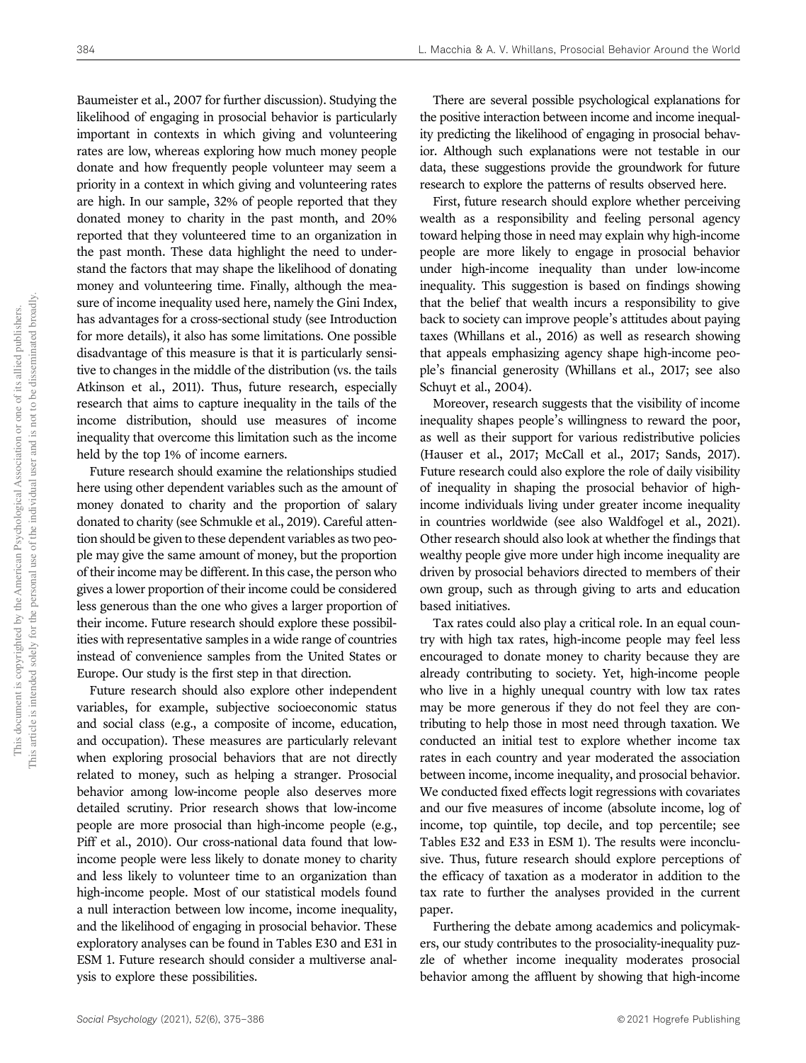Baumeister et al., 2007 for further discussion). Studying the likelihood of engaging in prosocial behavior is particularly important in contexts in which giving and volunteering rates are low, whereas exploring how much money people donate and how frequently people volunteer may seem a priority in a context in which giving and volunteering rates are high. In our sample, 32% of people reported that they donated money to charity in the past month, and 20% reported that they volunteered time to an organization in the past month. These data highlight the need to understand the factors that may shape the likelihood of donating money and volunteering time. Finally, although the measure of income inequality used here, namely the Gini Index, has advantages for a cross-sectional study (see Introduction for more details), it also has some limitations. One possible disadvantage of this measure is that it is particularly sensitive to changes in the middle of the distribution (vs. the tails Atkinson et al., 2011). Thus, future research, especially research that aims to capture inequality in the tails of the income distribution, should use measures of income inequality that overcome this limitation such as the income held by the top 1% of income earners.

Future research should examine the relationships studied here using other dependent variables such as the amount of money donated to charity and the proportion of salary donated to charity (see Schmukle et al., 2019). Careful attention should be given to these dependent variables as two people may give the same amount of money, but the proportion of their income may be different. In this case, the person who gives a lower proportion of their income could be considered less generous than the one who gives a larger proportion of their income. Future research should explore these possibilities with representative samples in a wide range of countries instead of convenience samples from the United States or Europe. Our study is the first step in that direction.

Future research should also explore other independent variables, for example, subjective socioeconomic status and social class (e.g., a composite of income, education, and occupation). These measures are particularly relevant when exploring prosocial behaviors that are not directly related to money, such as helping a stranger. Prosocial behavior among low-income people also deserves more detailed scrutiny. Prior research shows that low-income people are more prosocial than high-income people (e.g., Piff et al., 2010). Our cross-national data found that low-income people were less likely to donate money to charity and less likely to volunteer time to an organization than high-income people. Most of our statistical models found a null interaction between low income, income inequality, and the likelihood of engaging in prosocial behavior. These exploratory analyses can be found in Tables E30 and E31 in ESM 1. Future research should consider a multiverse analysis to explore these possibilities.

There are several possible psychological explanations for the positive interaction between income and income inequality predicting the likelihood of engaging in prosocial behavior. Although such explanations were not testable in our data, these suggestions provide the groundwork for future research to explore the patterns of results observed here.

First, future research should explore whether perceiving wealth as a responsibility and feeling personal agency toward helping those in need may explain why high-income people are more likely to engage in prosocial behavior under high-income inequality than under low-income inequality. This suggestion is based on findings showing that the belief that wealth incurs a responsibility to give back to society can improve people's attitudes about paying taxes (Whillans et al., 2016) as well as research showing that appeals emphasizing agency shape high-income people's financial generosity (Whillans et al., 2017; see also Schuyt et al., 2004).

Moreover, research suggests that the visibility of income inequality shapes people's willingness to reward the poor, as well as their support for various redistributive policies (Hauser et al., 2017; McCall et al., 2017; Sands, 2017). Future research could also explore the role of daily visibility of inequality in shaping the prosocial behavior of high-income individuals living under greater income inequality in countries worldwide (see also Waldfogel et al., 2021). Other research should also look at whether the findings that wealthy people give more under high income inequality are driven by prosocial behaviors directed to members of their own group, such as through giving to arts and education based initiatives.

Tax rates could also play a critical role. In an equal country with high tax rates, high-income people may feel less encouraged to donate money to charity because they are already contributing to society. Yet, high-income people who live in a highly unequal country with low tax rates may be more generous if they do not feel they are contributing to help those in most need through taxation. We conducted an initial test to explore whether income tax rates in each country and year moderated the association between income, income inequality, and prosocial behavior. We conducted fixed effects logit regressions with covariates and our five measures of income (absolute income, log of income, top quintile, top decile, and top percentile; see Tables E32 and E33 in ESM 1). The results were inconclusive. Thus, future research should explore perceptions of the efficacy of taxation as a moderator in addition to the tax rate to further the analyses provided in the current paper.

Furthering the debate among academics and policymakers, our study contributes to the prosociality-inequality puzzle of whether income inequality moderates prosocial behavior among the affluent by showing that high-income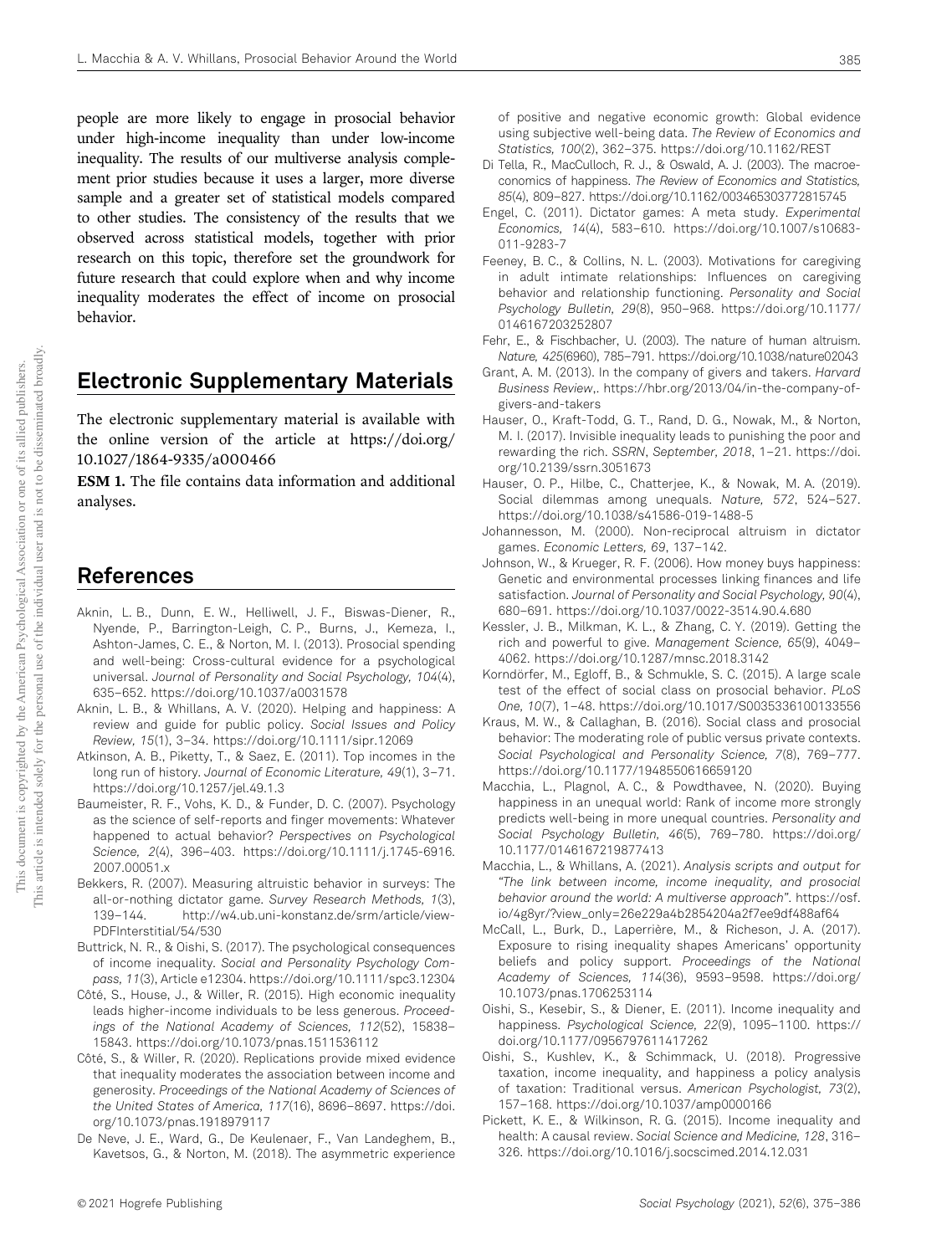people are more likely to engage in prosocial behavior under high-income inequality than under low-income inequality. The results of our multiverse analysis complement prior studies because it uses a larger, more diverse sample and a greater set of statistical models compared to other studies. The consistency of the results that we observed across statistical models, together with prior research on this topic, therefore set the groundwork for future research that could explore when and why income inequality moderates the effect of income on prosocial behavior.

## Electronic Supplementary Materials

The electronic supplementary material is available with the online version of the article at https://doi.org/10.1027/1864-9335/a000466

**ESM 1.** The file contains data information and additional analyses.

## References

Aknin, L. B., Dunn, E. W., Helliwell, J. F., Biswas-Diener, R., Nyende, P., Barrington-Leigh, C. P., Burns, J., Kemeza, I., Ashton-James, C. E., & Norton, M. I. (2013). Prosocial spending and well-being: Cross-cultural evidence for a psychological universal. *Journal of Personality and Social Psychology, 104*(4), 635–652. https://doi.org/10.1037/a0031578

Aknin, L. B., & Whillans, A. V. (2020). Helping and happiness: A review and guide for public policy. *Social Issues and Policy Review, 15*(1), 3–34. https://doi.org/10.1111/sipr.12069

Atkinson, A. B., Piketty, T., & Saez, E. (2011). Top incomes in the long run of history. *Journal of Economic Literature, 49*(1), 3–71. https://doi.org/10.1257/jel.49.1.3

Baumeister, R. F., Vohs, K. D., & Funder, D. C. (2007). Psychology as the science of self-reports and finger movements: Whatever happened to actual behavior? *Perspectives on Psychological Science, 2*(4), 396–403. https://doi.org/10.1111/j.1745-6916.2007.00051.x

Bekkers, R. (2007). Measuring altruistic behavior in surveys: The all-or-nothing dictator game. *Survey Research Methods, 1*(3), 139–144. http://w4.ub.uni-konstanz.de/srm/article/view-PDFInterstitial/54/530

Buttrick, N. R., & Oishi, S. (2017). The psychological consequences of income inequality. *Social and Personality Psychology Compass, 11*(3), Article e12304. https://doi.org/10.1111/spc3.12304

Côté, S., House, J., & Willer, R. (2015). High economic inequality leads higher-income individuals to be less generous. *Proceedings of the National Academy of Sciences, 112*(52), 15838–15843. https://doi.org/10.1073/pnas.1511536112

Côté, S., & Willer, R. (2020). Replications provide mixed evidence that inequality moderates the association between income and generosity. *Proceedings of the National Academy of Sciences of the United States of America, 117*(16), 8696–8697. https://doi.org/10.1073/pnas.1918979117

De Neve, J. E., Ward, G., De Keulenaer, F., Van Landeghem, B., Kavetsos, G., & Norton, M. (2018). The asymmetric experience of positive and negative economic growth: Global evidence using subjective well-being data. *The Review of Economics and Statistics, 100*(2), 362–375. https://doi.org/10.1162/REST

Di Tella, R., MacCulloch, R. J., & Oswald, A. J. (2003). The macroeconomics of happiness. *The Review of Economics and Statistics, 85*(4), 809–827. https://doi.org/10.1162/003465303772815745

Engel, C. (2011). Dictator games: A meta study. *Experimental Economics, 14*(4), 583–610. https://doi.org/10.1007/s10683-011-9283-7

Feeney, B. C., & Collins, N. L. (2003). Motivations for caregiving in adult intimate relationships: Influences on caregiving behavior and relationship functioning. *Personality and Social Psychology Bulletin, 29*(8), 950–968. https://doi.org/10.1177/0146167203252807

Fehr, E., & Fischbacher, U. (2003). The nature of human altruism. *Nature, 425*(6960), 785–791. https://doi.org/10.1038/nature02043

Grant, A. M. (2013). In the company of givers and takers. *Harvard Business Review*,. https://hbr.org/2013/04/in-the-company-of-givers-and-takers

Hauser, O., Kraft-Todd, G. T., Rand, D. G., Nowak, M., & Norton, M. I. (2017). Invisible inequality leads to punishing the poor and rewarding the rich. *SSRN*, *September, 2018*, 1–21. https://doi.org/10.2139/ssrn.3051673

Hauser, O. P., Hilbe, C., Chatterjee, K., & Nowak, M. A. (2019). Social dilemmas among unequals. *Nature, 572*, 524–527. https://doi.org/10.1038/s41586-019-1488-5

Johannesson, M. (2000). Non-reciprocal altruism in dictator games. *Economic Letters, 69*, 137–142.

Johnson, W., & Krueger, R. F. (2006). How money buys happiness: Genetic and environmental processes linking finances and life satisfaction. *Journal of Personality and Social Psychology, 90*(4), 680–691. https://doi.org/10.1037/0022-3514.90.4.680

Kessler, J. B., Milkman, K. L., & Zhang, C. Y. (2019). Getting the rich and powerful to give. *Management Science, 65*(9), 4049–4062. https://doi.org/10.1287/mnsc.2018.3142

Korndörfer, M., Egloff, B., & Schmukle, S. C. (2015). A large scale test of the effect of social class on prosocial behavior. *PLoS One, 10*(7), 1–48. https://doi.org/10.1017/S0035336100133556

Kraus, M. W., & Callaghan, B. (2016). Social class and prosocial behavior: The moderating role of public versus private contexts. *Social Psychological and Personality Science, 7*(8), 769–777. https://doi.org/10.1177/1948550616659120

Macchia, L., Plagnol, A. C., & Powdthavee, N. (2020). Buying happiness in an unequal world: Rank of income more strongly predicts well-being in more unequal countries. *Personality and Social Psychology Bulletin, 46*(5), 769–780. https://doi.org/10.1177/0146167219877413

Macchia, L., & Whillans, A. (2021). *Analysis scripts and output for "The link between income, income inequality, and prosocial behavior around the world: A multiverse approach"*. https://osf.io/4g8yr/?view_only=26e229a4b2854204a2f7ee9df488af64

McCall, L., Burk, D., Laperrière, M., & Richeson, J. A. (2017). Exposure to rising inequality shapes Americans' opportunity beliefs and policy support. *Proceedings of the National Academy of Sciences, 114*(36), 9593–9598. https://doi.org/10.1073/pnas.1706253114

Oishi, S., Kesebir, S., & Diener, E. (2011). Income inequality and happiness. *Psychological Science, 22*(9), 1095–1100. https://doi.org/10.1177/0956797611417262

Oishi, S., Kushlev, K., & Schimmack, U. (2018). Progressive taxation, income inequality, and happiness a policy analysis of taxation: Traditional versus. *American Psychologist, 73*(2), 157–168. https://doi.org/10.1037/amp0000166

Pickett, K. E., & Wilkinson, R. G. (2015). Income inequality and health: A causal review. *Social Science and Medicine, 128*, 316–326. https://doi.org/10.1016/j.socscimed.2014.12.031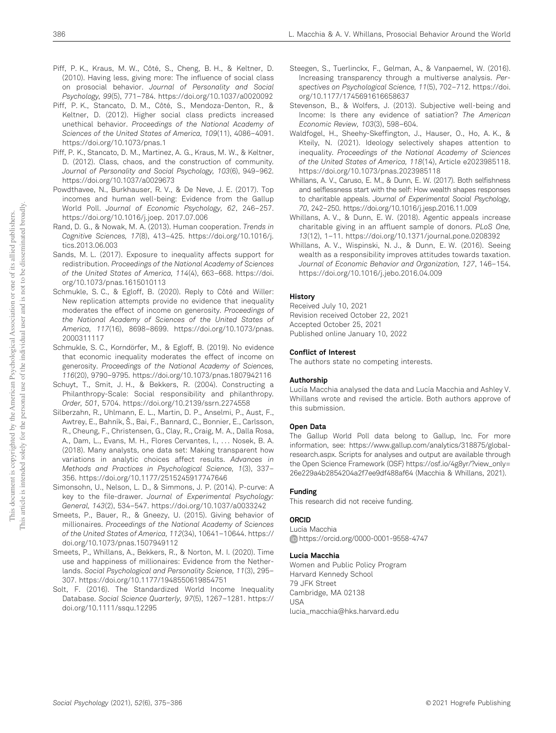Piff, P. K., Kraus, M. W., Côté, S., Cheng, B. H., & Keltner, D. (2010). Having less, giving more: The influence of social class on prosocial behavior. *Journal of Personality and Social Psychology, 99*(5), 771–784. https://doi.org/10.1037/a0020092

Piff, P. K., Stancato, D. M., Côté, S., Mendoza-Denton, R., & Keltner, D. (2012). Higher social class predicts increased unethical behavior. *Proceedings of the National Academy of Sciences of the United States of America, 109*(11), 4086–4091. https://doi.org/10.1073/pnas.1

Piff, P. K., Stancato, D. M., Martinez, A. G., Kraus, M. W., & Keltner, D. (2012). Class, chaos, and the construction of community. *Journal of Personality and Social Psychology, 103*(6), 949–962. https://doi.org/10.1037/a0029673

Powdthavee, N., Burkhauser, R. V., & De Neve, J. E. (2017). Top incomes and human well-being: Evidence from the Gallup World Poll. *Journal of Economic Psychology, 62*, 246–257. https://doi.org/10.1016/j.joep. 2017.07.006

Rand, D. G., & Nowak, M. A. (2013). Human cooperation. *Trends in Cognitive Sciences, 17*(8), 413–425. https://doi.org/10.1016/j.tics.2013.06.003

Sands, M. L. (2017). Exposure to inequality affects support for redistribution. *Proceedings of the National Academy of Sciences of the United States of America, 114*(4), 663–668. https://doi.org/10.1073/pnas.1615010113

Schmukle, S. C., & Egloff, B. (2020). Reply to Côté and Willer: New replication attempts provide no evidence that inequality moderates the effect of income on generosity. *Proceedings of the National Academy of Sciences of the United States of America, 117*(16), 8698–8699. https://doi.org/10.1073/pnas.2000311117

Schmukle, S. C., Korndörfer, M., & Egloff, B. (2019). No evidence that economic inequality moderates the effect of income on generosity. *Proceedings of the National Academy of Sciences, 116*(20), 9790–9795. https://doi.org/10.1073/pnas.1807942116

Schuyt, T., Smit, J. H., & Bekkers, R. (2004). Constructing a Philanthropy-Scale: Social responsibility and philanthropy. *Order, 501*, 5704. https://doi.org/10.2139/ssrn.2274558

Silberzahn, R., Uhlmann, E. L., Martin, D. P., Anselmi, P., Aust, F., Awtrey, E., Bahník, Š., Bai, F., Bannard, C., Bonnier, E., Carlsson, R., Cheung, F., Christensen, G., Clay, R., Craig, M. A., Dalla Rosa, A., Dam, L., Evans, M. H., Flores Cervantes, I., . . . Nosek, B. A. (2018). Many analysts, one data set: Making transparent how variations in analytic choices affect results. *Advances in Methods and Practices in Psychological Science, 1*(3), 337–356. https://doi.org/10.1177/2515245917747646

Simonsohn, U., Nelson, L. D., & Simmons, J. P. (2014). P-curve: A key to the file-drawer. *Journal of Experimental Psychology: General, 143*(2), 534–547. https://doi.org/10.1037/a0033242

Smeets, P., Bauer, R., & Gneezy, U. (2015). Giving behavior of millionaires. *Proceedings of the National Academy of Sciences of the United States of America, 112*(34), 10641–10644. https://doi.org/10.1073/pnas.1507949112

Smeets, P., Whillans, A., Bekkers, R., & Norton, M. I. (2020). Time use and happiness of millionaires: Evidence from the Netherlands. *Social Psychological and Personality Science, 11*(3), 295–307. https://doi.org/10.1177/1948550619854751

Solt, F. (2016). The Standardized World Income Inequality Database. *Social Science Quarterly, 97*(5), 1267–1281. https://doi.org/10.1111/ssqu.12295

Steegen, S., Tuerlinckx, F., Gelman, A., & Vanpaemel, W. (2016). Increasing transparency through a multiverse analysis. *Perspectives on Psychological Science, 11*(5), 702–712. https://doi.org/10.1177/1745691616658637

Stevenson, B., & Wolfers, J. (2013). Subjective well-being and Income: Is there any evidence of satiation? *The American Economic Review, 103*(3), 598–604.

Waldfogel, H., Sheehy-Skeffington, J., Hauser, O., Ho, A. K., & Kteily, N. (2021). Ideology selectively shapes attention to inequality. *Proceedings of the National Academy of Sciences of the United States of America, 118*(14), Article e2023985118. https://doi.org/10.1073/pnas.2023985118

Whillans, A. V., Caruso, E. M., & Dunn, E. W. (2017). Both selfishness and selflessness start with the self: How wealth shapes responses to charitable appeals. *Journal of Experimental Social Psychology, 70*, 242–250. https://doi.org/10.1016/j.jesp.2016.11.009

Whillans, A. V., & Dunn, E. W. (2018). Agentic appeals increase charitable giving in an affluent sample of donors. *PLoS One, 13*(12), 1–11. https://doi.org/10.1371/journal.pone.0208392

Whillans, A. V., Wispinski, N. J., & Dunn, E. W. (2016). Seeing wealth as a responsibility improves attitudes towards taxation. *Journal of Economic Behavior and Organization, 127*, 146–154. https://doi.org/10.1016/j.jebo.2016.04.009

#### History

Received July 10, 2021
Revision received October 22, 2021
Accepted October 25, 2021
Published online January 10, 2022

#### Conflict of Interest

The authors state no competing interests.

#### Authorship

Lucía Macchia analysed the data and Lucía Macchia and Ashley V. Whillans wrote and revised the article. Both authors approve of this submission.

#### Open Data

The Gallup World Poll data belong to Gallup, Inc. For more information, see: https://www.gallup.com/analytics/318875/global-research.aspx. Scripts for analyses and output are available through the Open Science Framework (OSF) https://osf.io/4g8yr/?view_only=26e229a4b2854204a2f7ee9df488af64 (Macchia & Whillans, 2021).

#### Funding

This research did not receive funding.

#### ORCID

Lucía Macchia
https://orcid.org/0000-0001-9558-4747

#### Lucía Macchia

Women and Public Policy Program
Harvard Kennedy School
79 JFK Street
Cambridge, MA 02138
USA
lucia_macchia@hks.harvard.edu